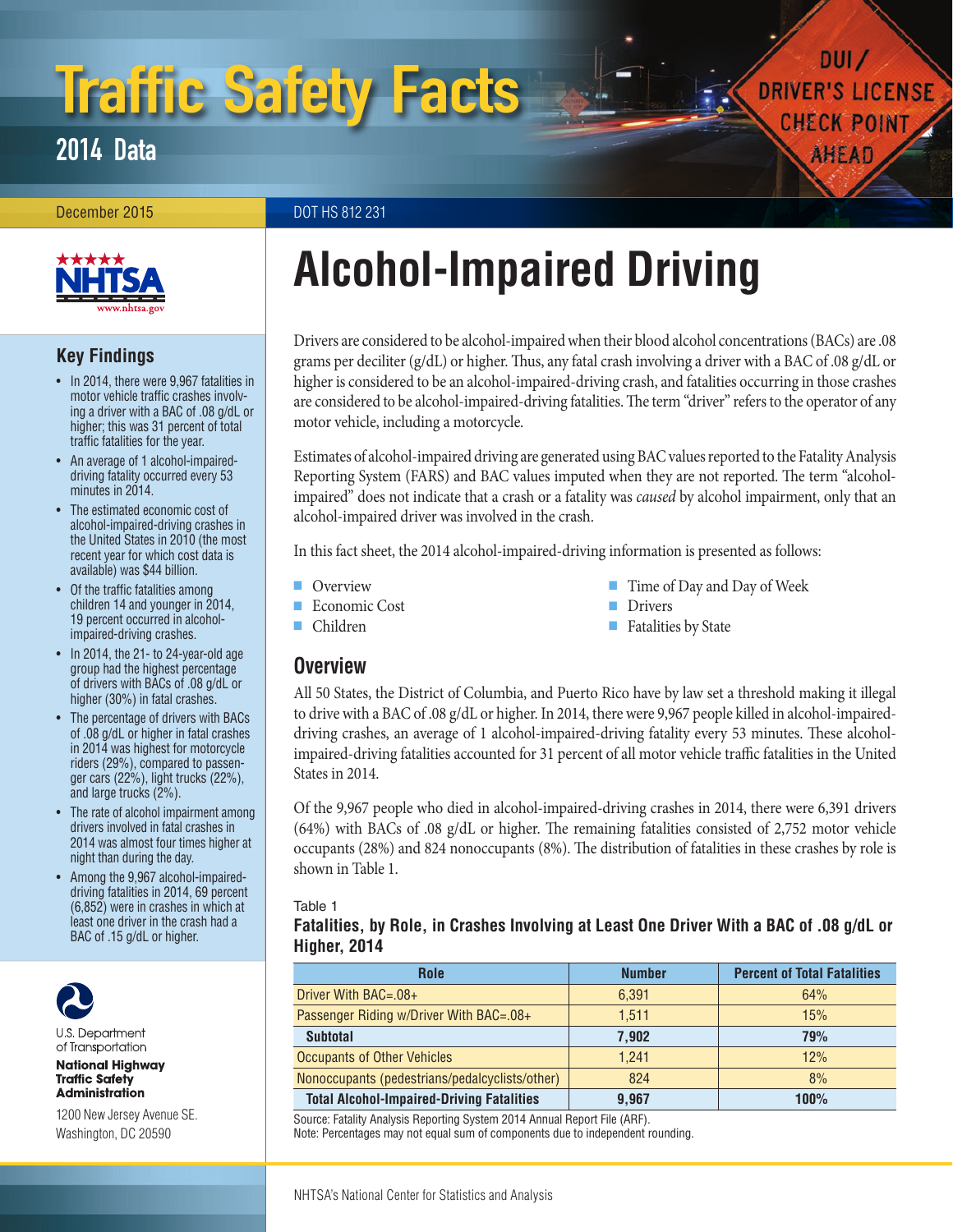# Traffic Safety Facts

## 2014 Data

December 2015

DOT HS 812 231

# Alcohol-Impaired Driving

### Key Findings

- In 2014, there were 9,967 fatalities in motor vehicle traffic crashes involving a driver with a BAC of .08 g/dL or higher; this was 31 percent of total traffic fatalities for the year.
- An average of 1 alcohol-impaired-driving fatality occurred every 53 minutes in 2014.
- The estimated economic cost of alcohol-impaired-driving crashes in the United States in 2010 (the most recent year for which cost data is available) was $44 billion.
- Of the traffic fatalities among children 14 and younger in 2014, 19 percent occurred in alcohol-impaired-driving crashes.
- In 2014, the 21- to 24-year-old age group had the highest percentage of drivers with BACs of .08 g/dL or higher (30%) in fatal crashes.
- The percentage of drivers with BACs of .08 g/dL or higher in fatal crashes in 2014 was highest for motorcycle riders (29%), compared to passenger cars (22%), light trucks (22%), and large trucks (2%).
- The rate of alcohol impairment among drivers involved in fatal crashes in 2014 was almost four times higher at night than during the day.
- Among the 9,967 alcohol-impaired-driving fatalities in 2014, 69 percent (6,852) were in crashes in which at least one driver in the crash had a BAC of .15 g/dL or higher.

U.S. Department of Transportation

**National Highway Traffic Safety Administration**

1200 New Jersey Avenue SE.
Washington, DC 20590

Drivers are considered to be alcohol-impaired when their blood alcohol concentrations (BACs) are .08 grams per deciliter (g/dL) or higher. Thus, any fatal crash involving a driver with a BAC of .08 g/dL or higher is considered to be an alcohol-impaired-driving crash, and fatalities occurring in those crashes are considered to be alcohol-impaired-driving fatalities. The term "driver" refers to the operator of any motor vehicle, including a motorcycle.

Estimates of alcohol-impaired driving are generated using BAC values reported to the Fatality Analysis Reporting System (FARS) and BAC values imputed when they are not reported. The term "alcohol-impaired" does not indicate that a crash or a fatality was *caused* by alcohol impairment, only that an alcohol-impaired driver was involved in the crash.

In this fact sheet, the 2014 alcohol-impaired-driving information is presented as follows:

- Overview
- Economic Cost
- Children
- Time of Day and Day of Week
- Drivers
- Fatalities by State

## Overview

All 50 States, the District of Columbia, and Puerto Rico have by law set a threshold making it illegal to drive with a BAC of .08 g/dL or higher. In 2014, there were 9,967 people killed in alcohol-impaired-driving crashes, an average of 1 alcohol-impaired-driving fatality every 53 minutes. These alcohol-impaired-driving fatalities accounted for 31 percent of all motor vehicle traffic fatalities in the United States in 2014.

Of the 9,967 people who died in alcohol-impaired-driving crashes in 2014, there were 6,391 drivers (64%) with BACs of .08 g/dL or higher. The remaining fatalities consisted of 2,752 motor vehicle occupants (28%) and 824 nonoccupants (8%). The distribution of fatalities in these crashes by role is shown in Table 1.

Table 1
**Fatalities, by Role, in Crashes Involving at Least One Driver With a BAC of .08 g/dL or Higher, 2014**

| Role | Number | Percent of Total Fatalities |
|---|---|---|
| Driver With BAC=.08+ | 6,391 | 64% |
| Passenger Riding w/Driver With BAC=.08+ | 1,511 | 15% |
| **Subtotal** | **7,902** | **79%** |
| Occupants of Other Vehicles | 1,241 | 12% |
| Nonoccupants (pedestrians/pedalcyclists/other) | 824 | 8% |
| **Total Alcohol-Impaired-Driving Fatalities** | **9,967** | **100%** |

Source: Fatality Analysis Reporting System 2014 Annual Report File (ARF).
Note: Percentages may not equal sum of components due to independent rounding.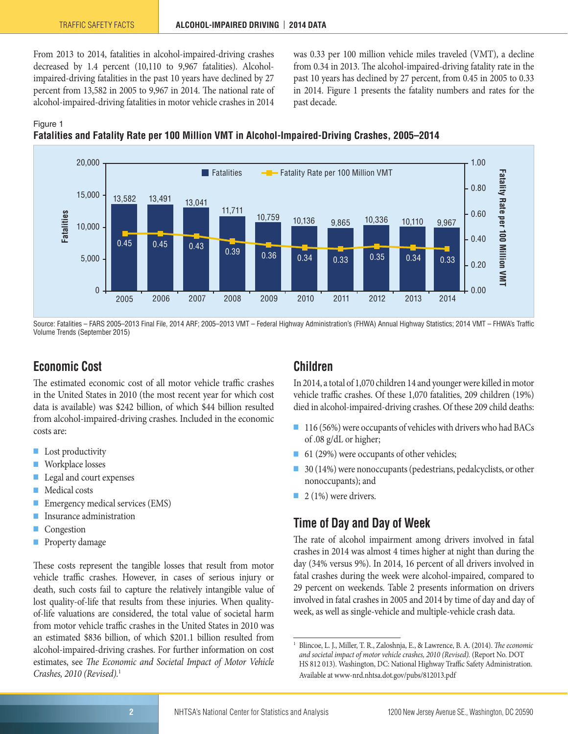From 2013 to 2014, fatalities in alcohol-impaired-driving crashes decreased by 1.4 percent (10,110 to 9,967 fatalities). Alcohol-impaired-driving fatalities in the past 10 years have declined by 27 percent from 13,582 in 2005 to 9,967 in 2014. The national rate of alcohol-impaired-driving fatalities in motor vehicle crashes in 2014 was 0.33 per 100 million vehicle miles traveled (VMT), a decline from 0.34 in 2013. The alcohol-impaired-driving fatality rate in the past 10 years has declined by 27 percent, from 0.45 in 2005 to 0.33 in 2014. Figure 1 presents the fatality numbers and rates for the past decade.

Figure 1

**Fatalities and Fatality Rate per 100 Million VMT in Alcohol-Impaired-Driving Crashes, 2005–2014**

| Year | Fatalities | Fatality Rate per 100 Million VMT |
|---|---|---|
| 2005 | 13,582 | 0.45 |
| 2006 | 13,491 | 0.45 |
| 2007 | 13,041 | 0.43 |
| 2008 | 11,711 | 0.39 |
| 2009 | 10,759 | 0.36 |
| 2010 | 10,136 | 0.34 |
| 2011 | 9,865 | 0.33 |
| 2012 | 10,336 | 0.35 |
| 2013 | 10,110 | 0.34 |
| 2014 | 9,967 | 0.33 |

Source: Fatalities – FARS 2005–2013 Final File, 2014 ARF; 2005–2013 VMT – Federal Highway Administration's (FHWA) Annual Highway Statistics; 2014 VMT – FHWA's Traffic Volume Trends (September 2015)

## Economic Cost

The estimated economic cost of all motor vehicle traffic crashes in the United States in 2010 (the most recent year for which cost data is available) was $242 billion, of which $44 billion resulted from alcohol-impaired-driving crashes. Included in the economic costs are:

- Lost productivity
- Workplace losses
- Legal and court expenses
- Medical costs
- Emergency medical services (EMS)
- Insurance administration
- Congestion
- Property damage

These costs represent the tangible losses that result from motor vehicle traffic crashes. However, in cases of serious injury or death, such costs fail to capture the relatively intangible value of lost quality-of-life that results from these injuries. When quality-of-life valuations are considered, the total value of societal harm from motor vehicle traffic crashes in the United States in 2010 was an estimated $836 billion, of which $201.1 billion resulted from alcohol-impaired-driving crashes. For further information on cost estimates, see *The Economic and Societal Impact of Motor Vehicle Crashes, 2010 (Revised).*[1]

## Children

In 2014, a total of 1,070 children 14 and younger were killed in motor vehicle traffic crashes. Of these 1,070 fatalities, 209 children (19%) died in alcohol-impaired-driving crashes. Of these 209 child deaths:

- 116 (56%) were occupants of vehicles with drivers who had BACs of .08 g/dL or higher;
- 61 (29%) were occupants of other vehicles;
- 30 (14%) were nonoccupants (pedestrians, pedalcyclists, or other nonoccupants); and
- 2 (1%) were drivers.

## Time of Day and Day of Week

The rate of alcohol impairment among drivers involved in fatal crashes in 2014 was almost 4 times higher at night than during the day (34% versus 9%). In 2014, 16 percent of all drivers involved in fatal crashes during the week were alcohol-impaired, compared to 29 percent on weekends. Table 2 presents information on drivers involved in fatal crashes in 2005 and 2014 by time of day and day of week, as well as single-vehicle and multiple-vehicle crash data.

---

[1] Blincoe, L. J., Miller, T. R., Zaloshnja, E., & Lawrence, B. A. (2014). *The economic and societal impact of motor vehicle crashes, 2010 (Revised).* (Report No. DOT HS 812 013). Washington, DC: National Highway Traffic Safety Administration. Available at www-nrd.nhtsa.dot.gov/pubs/812013.pdf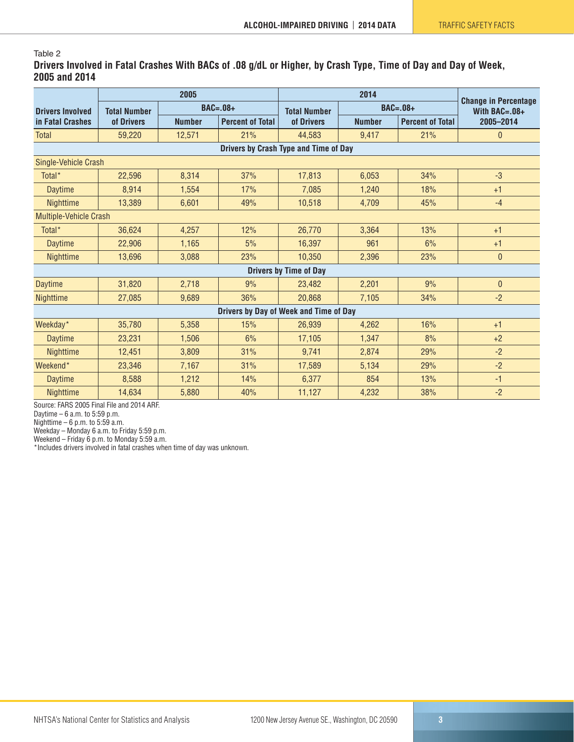Table 2

**Drivers Involved in Fatal Crashes With BACs of .08 g/dL or Higher, by Crash Type, Time of Day and Day of Week, 2005 and 2014**

| Drivers Involved in Fatal Crashes | 2005 | | | 2014 | | | Change in Percentage With BAC=.08+ 2005–2014 |
|---|---|---|---|---|---|---|---|
| | Total Number of Drivers | BAC=.08+ | | Total Number of Drivers | BAC=.08+ | | |
| | | Number | Percent of Total | | Number | Percent of Total | |
| Total | 59,220 | 12,571 | 21% | 44,583 | 9,417 | 21% | 0 |
| **Drivers by Crash Type and Time of Day** | | | | | | | |
| Single-Vehicle Crash | | | | | | | |
| Total* | 22,596 | 8,314 | 37% | 17,813 | 6,053 | 34% | -3 |
| Daytime | 8,914 | 1,554 | 17% | 7,085 | 1,240 | 18% | +1 |
| Nighttime | 13,389 | 6,601 | 49% | 10,518 | 4,709 | 45% | -4 |
| Multiple-Vehicle Crash | | | | | | | |
| Total* | 36,624 | 4,257 | 12% | 26,770 | 3,364 | 13% | +1 |
| Daytime | 22,906 | 1,165 | 5% | 16,397 | 961 | 6% | +1 |
| Nighttime | 13,696 | 3,088 | 23% | 10,350 | 2,396 | 23% | 0 |
| **Drivers by Time of Day** | | | | | | | |
| Daytime | 31,820 | 2,718 | 9% | 23,482 | 2,201 | 9% | 0 |
| Nighttime | 27,085 | 9,689 | 36% | 20,868 | 7,105 | 34% | -2 |
| **Drivers by Day of Week and Time of Day** | | | | | | | |
| Weekday* | 35,780 | 5,358 | 15% | 26,939 | 4,262 | 16% | +1 |
| Daytime | 23,231 | 1,506 | 6% | 17,105 | 1,347 | 8% | +2 |
| Nighttime | 12,451 | 3,809 | 31% | 9,741 | 2,874 | 29% | -2 |
| Weekend* | 23,346 | 7,167 | 31% | 17,589 | 5,134 | 29% | -2 |
| Daytime | 8,588 | 1,212 | 14% | 6,377 | 854 | 13% | -1 |
| Nighttime | 14,634 | 5,880 | 40% | 11,127 | 4,232 | 38% | -2 |

Source: FARS 2005 Final File and 2014 ARF.

Daytime – 6 a.m. to 5:59 p.m.

Nighttime – 6 p.m. to 5:59 a.m.

Weekday – Monday 6 a.m. to Friday 5:59 p.m.

Weekend – Friday 6 p.m. to Monday 5:59 a.m.

*Includes drivers involved in fatal crashes when time of day was unknown.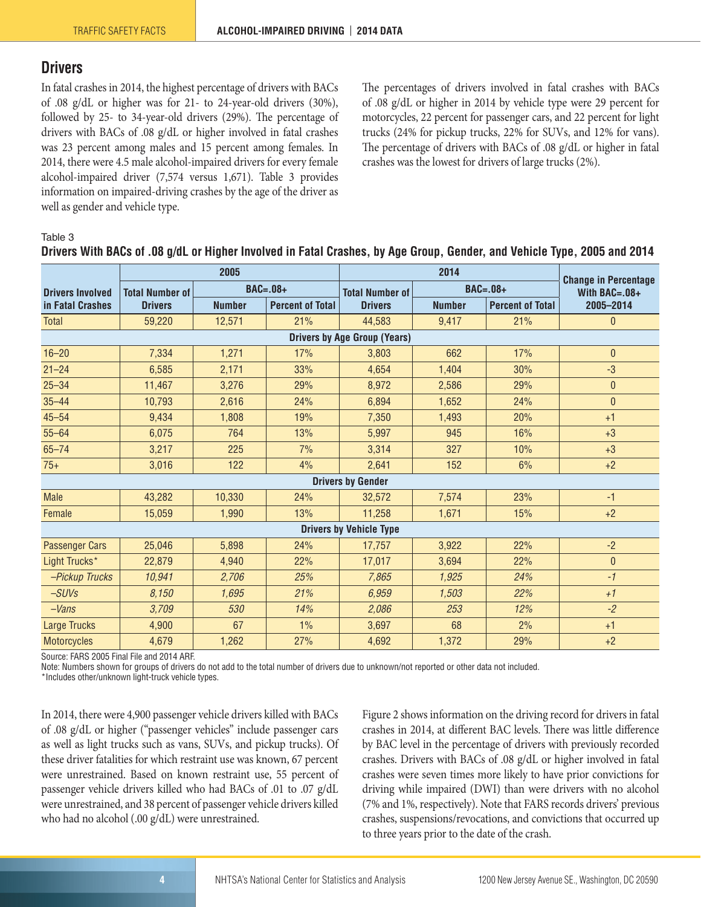## Drivers

In fatal crashes in 2014, the highest percentage of drivers with BACs of .08 g/dL or higher was for 21- to 24-year-old drivers (30%), followed by 25- to 34-year-old drivers (29%). The percentage of drivers with BACs of .08 g/dL or higher involved in fatal crashes was 23 percent among males and 15 percent among females. In 2014, there were 4.5 male alcohol-impaired drivers for every female alcohol-impaired driver (7,574 versus 1,671). Table 3 provides information on impaired-driving crashes by the age of the driver as well as gender and vehicle type.

The percentages of drivers involved in fatal crashes with BACs of .08 g/dL or higher in 2014 by vehicle type were 29 percent for motorcycles, 22 percent for passenger cars, and 22 percent for light trucks (24% for pickup trucks, 22% for SUVs, and 12% for vans). The percentage of drivers with BACs of .08 g/dL or higher in fatal crashes was the lowest for drivers of large trucks (2%).

Table 3

**Drivers With BACs of .08 g/dL or Higher Involved in Fatal Crashes, by Age Group, Gender, and Vehicle Type, 2005 and 2014**

| Drivers Involved in Fatal Crashes | 2005 | | | 2014 | | | Change in Percentage With BAC=.08+ 2005–2014 |
|---|---|---|---|---|---|---|---|
| | Total Number of Drivers | BAC=.08+ | | Total Number of Drivers | BAC=.08+ | | |
| | | Number | Percent of Total | | Number | Percent of Total | |
| Total | 59,220 | 12,571 | 21% | 44,583 | 9,417 | 21% | 0 |
| **Drivers by Age Group (Years)** | | | | | | | |
| 16–20 | 7,334 | 1,271 | 17% | 3,803 | 662 | 17% | 0 |
| 21–24 | 6,585 | 2,171 | 33% | 4,654 | 1,404 | 30% | -3 |
| 25–34 | 11,467 | 3,276 | 29% | 8,972 | 2,586 | 29% | 0 |
| 35–44 | 10,793 | 2,616 | 24% | 6,894 | 1,652 | 24% | 0 |
| 45–54 | 9,434 | 1,808 | 19% | 7,350 | 1,493 | 20% | +1 |
| 55–64 | 6,075 | 764 | 13% | 5,997 | 945 | 16% | +3 |
| 65–74 | 3,217 | 225 | 7% | 3,314 | 327 | 10% | +3 |
| 75+ | 3,016 | 122 | 4% | 2,641 | 152 | 6% | +2 |
| **Drivers by Gender** | | | | | | | |
| Male | 43,282 | 10,330 | 24% | 32,572 | 7,574 | 23% | -1 |
| Female | 15,059 | 1,990 | 13% | 11,258 | 1,671 | 15% | +2 |
| **Drivers by Vehicle Type** | | | | | | | |
| Passenger Cars | 25,046 | 5,898 | 24% | 17,757 | 3,922 | 22% | -2 |
| Light Trucks* | 22,879 | 4,940 | 22% | 17,017 | 3,694 | 22% | 0 |
| *–Pickup Trucks* | *10,941* | *2,706* | *25%* | *7,865* | *1,925* | *24%* | *-1* |
| *–SUVs* | *8,150* | *1,695* | *21%* | *6,959* | *1,503* | *22%* | *+1* |
| *–Vans* | *3,709* | *530* | *14%* | *2,086* | *253* | *12%* | *-2* |
| Large Trucks | 4,900 | 67 | 1% | 3,697 | 68 | 2% | +1 |
| Motorcycles | 4,679 | 1,262 | 27% | 4,692 | 1,372 | 29% | +2 |

Source: FARS 2005 Final File and 2014 ARF.

Note: Numbers shown for groups of drivers do not add to the total number of drivers due to unknown/not reported or other data not included.

*Includes other/unknown light-truck vehicle types.

In 2014, there were 4,900 passenger vehicle drivers killed with BACs of .08 g/dL or higher ("passenger vehicles" include passenger cars as well as light trucks such as vans, SUVs, and pickup trucks). Of these driver fatalities for which restraint use was known, 67 percent were unrestrained. Based on known restraint use, 55 percent of passenger vehicle drivers killed who had BACs of .01 to .07 g/dL were unrestrained, and 38 percent of passenger vehicle drivers killed who had no alcohol (.00 g/dL) were unrestrained.

Figure 2 shows information on the driving record for drivers in fatal crashes in 2014, at different BAC levels. There was little difference by BAC level in the percentage of drivers with previously recorded crashes. Drivers with BACs of .08 g/dL or higher involved in fatal crashes were seven times more likely to have prior convictions for driving while impaired (DWI) than were drivers with no alcohol (7% and 1%, respectively). Note that FARS records drivers' previous crashes, suspensions/revocations, and convictions that occurred up to three years prior to the date of the crash.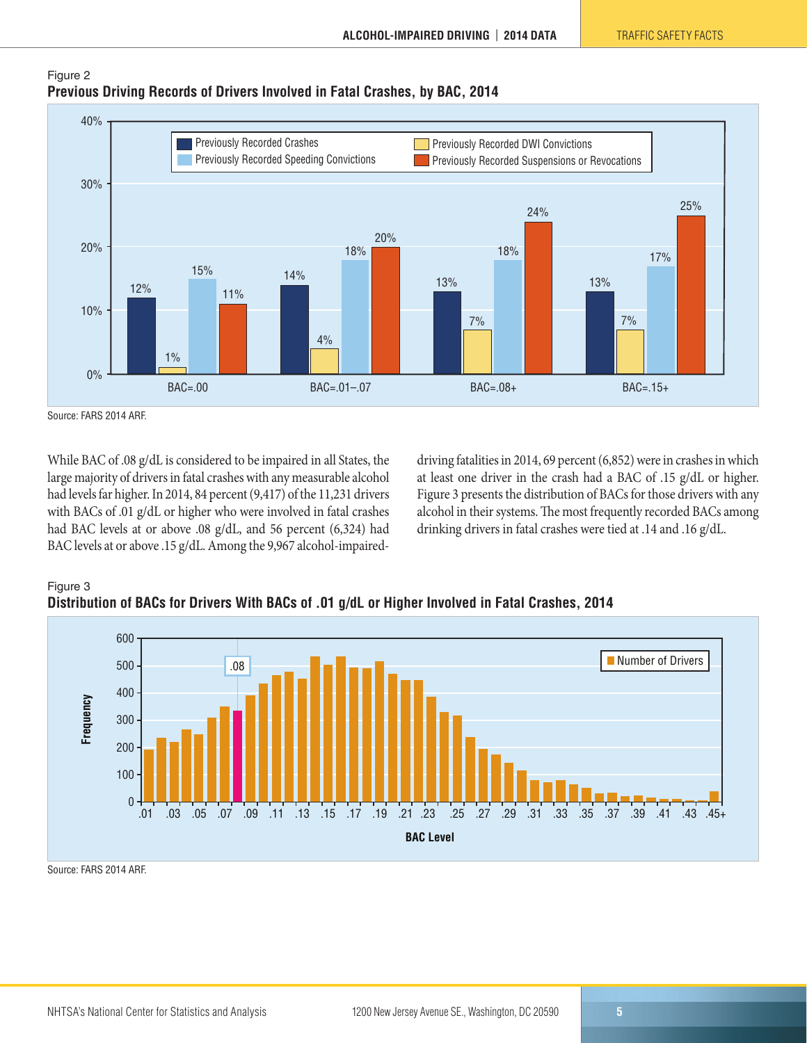Figure 2

**Previous Driving Records of Drivers Involved in Fatal Crashes, by BAC, 2014**

| | Previously Recorded Crashes | Previously Recorded DWI Convictions | Previously Recorded Speeding Convictions | Previously Recorded Suspensions or Revocations |
|---|---|---|---|---|
| BAC=.00 | 12% | 1% | 15% | 11% |
| BAC=.01–.07 | 14% | 4% | 18% | 20% |
| BAC=.08+ | 13% | 7% | 18% | 24% |
| BAC=.15+ | 13% | 7% | 17% | 25% |

Source: FARS 2014 ARF.

While BAC of .08 g/dL is considered to be impaired in all States, the large majority of drivers in fatal crashes with any measurable alcohol had levels far higher. In 2014, 84 percent (9,417) of the 11,231 drivers with BACs of .01 g/dL or higher who were involved in fatal crashes had BAC levels at or above .08 g/dL, and 56 percent (6,324) had BAC levels at or above .15 g/dL. Among the 9,967 alcohol-impaired-driving fatalities in 2014, 69 percent (6,852) were in crashes in which at least one driver in the crash had a BAC of .15 g/dL or higher. Figure 3 presents the distribution of BACs for those drivers with any alcohol in their systems. The most frequently recorded BACs among drinking drivers in fatal crashes were tied at .14 and .16 g/dL.

Figure 3

**Distribution of BACs for Drivers With BACs of .01 g/dL or Higher Involved in Fatal Crashes, 2014**

Source: FARS 2014 ARF.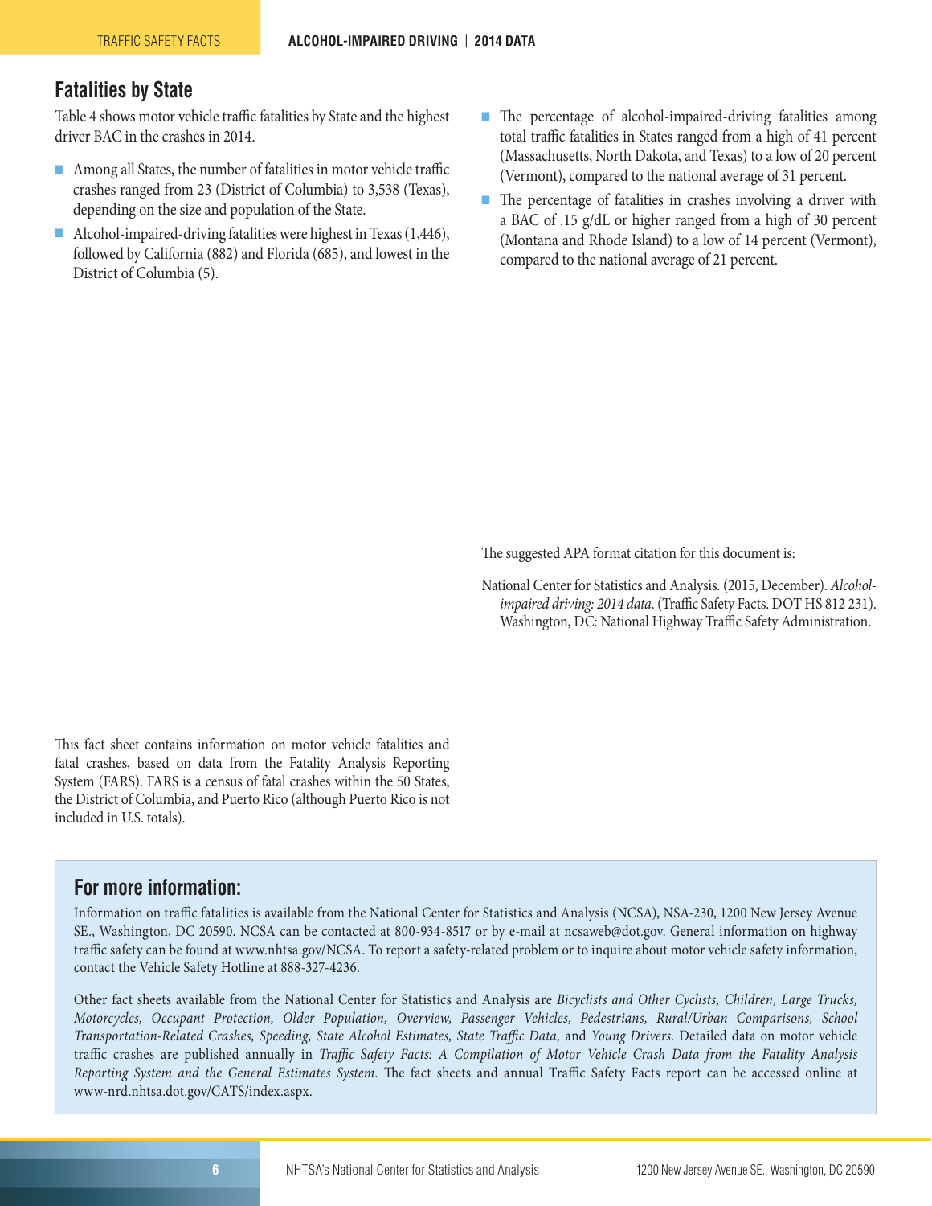## Fatalities by State

Table 4 shows motor vehicle traffic fatalities by State and the highest driver BAC in the crashes in 2014.

- Among all States, the number of fatalities in motor vehicle traffic crashes ranged from 23 (District of Columbia) to 3,538 (Texas), depending on the size and population of the State.
- Alcohol-impaired-driving fatalities were highest in Texas (1,446), followed by California (882) and Florida (685), and lowest in the District of Columbia (5).
- The percentage of alcohol-impaired-driving fatalities among total traffic fatalities in States ranged from a high of 41 percent (Massachusetts, North Dakota, and Texas) to a low of 20 percent (Vermont), compared to the national average of 31 percent.
- The percentage of fatalities in crashes involving a driver with a BAC of .15 g/dL or higher ranged from a high of 30 percent (Montana and Rhode Island) to a low of 14 percent (Vermont), compared to the national average of 21 percent.

The suggested APA format citation for this document is:

National Center for Statistics and Analysis. (2015, December). *Alcohol-impaired driving: 2014 data*. (Traffic Safety Facts. DOT HS 812 231). Washington, DC: National Highway Traffic Safety Administration.

This fact sheet contains information on motor vehicle fatalities and fatal crashes, based on data from the Fatality Analysis Reporting System (FARS). FARS is a census of fatal crashes within the 50 States, the District of Columbia, and Puerto Rico (although Puerto Rico is not included in U.S. totals).

## For more information:

Information on traffic fatalities is available from the National Center for Statistics and Analysis (NCSA), NSA-230, 1200 New Jersey Avenue SE., Washington, DC 20590. NCSA can be contacted at 800-934-8517 or by e-mail at ncsaweb@dot.gov. General information on highway traffic safety can be found at www.nhtsa.gov/NCSA. To report a safety-related problem or to inquire about motor vehicle safety information, contact the Vehicle Safety Hotline at 888-327-4236.

Other fact sheets available from the National Center for Statistics and Analysis are *Bicyclists and Other Cyclists, Children, Large Trucks, Motorcycles, Occupant Protection, Older Population, Overview, Passenger Vehicles, Pedestrians, Rural/Urban Comparisons, School Transportation-Related Crashes, Speeding, State Alcohol Estimates, State Traffic Data,* and *Young Drivers*. Detailed data on motor vehicle traffic crashes are published annually in *Traffic Safety Facts: A Compilation of Motor Vehicle Crash Data from the Fatality Analysis Reporting System and the General Estimates System*. The fact sheets and annual Traffic Safety Facts report can be accessed online at www-nrd.nhtsa.dot.gov/CATS/index.aspx.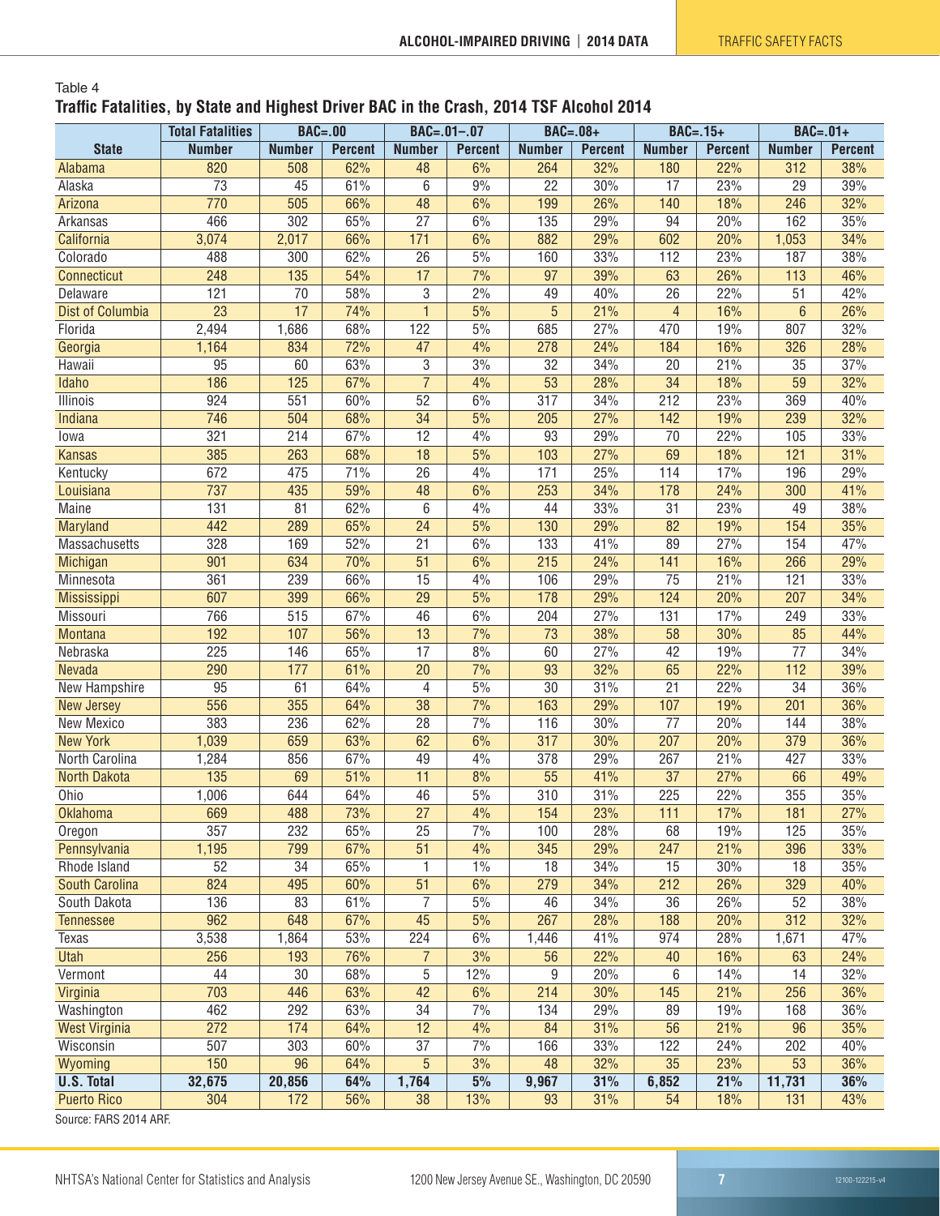Table 4

**Traffic Fatalities, by State and Highest Driver BAC in the Crash, 2014 TSF Alcohol 2014**

| | Total Fatalities | BAC=.00 | | BAC=.01–.07 | | BAC=.08+ | | BAC=.15+ | | BAC=.01+ | |
|---|---|---|---|---|---|---|---|---|---|---|---|
| **State** | **Number** | **Number** | **Percent** | **Number** | **Percent** | **Number** | **Percent** | **Number** | **Percent** | **Number** | **Percent** |
| Alabama | 820 | 508 | 62% | 48 | 6% | 264 | 32% | 180 | 22% | 312 | 38% |
| Alaska | 73 | 45 | 61% | 6 | 9% | 22 | 30% | 17 | 23% | 29 | 39% |
| Arizona | 770 | 505 | 66% | 48 | 6% | 199 | 26% | 140 | 18% | 246 | 32% |
| Arkansas | 466 | 302 | 65% | 27 | 6% | 135 | 29% | 94 | 20% | 162 | 35% |
| California | 3,074 | 2,017 | 66% | 171 | 6% | 882 | 29% | 602 | 20% | 1,053 | 34% |
| Colorado | 488 | 300 | 62% | 26 | 5% | 160 | 33% | 112 | 23% | 187 | 38% |
| Connecticut | 248 | 135 | 54% | 17 | 7% | 97 | 39% | 63 | 26% | 113 | 46% |
| Delaware | 121 | 70 | 58% | 3 | 2% | 49 | 40% | 26 | 22% | 51 | 42% |
| Dist of Columbia | 23 | 17 | 74% | 1 | 5% | 5 | 21% | 4 | 16% | 6 | 26% |
| Florida | 2,494 | 1,686 | 68% | 122 | 5% | 685 | 27% | 470 | 19% | 807 | 32% |
| Georgia | 1,164 | 834 | 72% | 47 | 4% | 278 | 24% | 184 | 16% | 326 | 28% |
| Hawaii | 95 | 60 | 63% | 3 | 3% | 32 | 34% | 20 | 21% | 35 | 37% |
| Idaho | 186 | 125 | 67% | 7 | 4% | 53 | 28% | 34 | 18% | 59 | 32% |
| Illinois | 924 | 551 | 60% | 52 | 6% | 317 | 34% | 212 | 23% | 369 | 40% |
| Indiana | 746 | 504 | 68% | 34 | 5% | 205 | 27% | 142 | 19% | 239 | 32% |
| Iowa | 321 | 214 | 67% | 12 | 4% | 93 | 29% | 70 | 22% | 105 | 33% |
| Kansas | 385 | 263 | 68% | 18 | 5% | 103 | 27% | 69 | 18% | 121 | 31% |
| Kentucky | 672 | 475 | 71% | 26 | 4% | 171 | 25% | 114 | 17% | 196 | 29% |
| Louisiana | 737 | 435 | 59% | 48 | 6% | 253 | 34% | 178 | 24% | 300 | 41% |
| Maine | 131 | 81 | 62% | 6 | 4% | 44 | 33% | 31 | 23% | 49 | 38% |
| Maryland | 442 | 289 | 65% | 24 | 5% | 130 | 29% | 82 | 19% | 154 | 35% |
| Massachusetts | 328 | 169 | 52% | 21 | 6% | 133 | 41% | 89 | 27% | 154 | 47% |
| Michigan | 901 | 634 | 70% | 51 | 6% | 215 | 24% | 141 | 16% | 266 | 29% |
| Minnesota | 361 | 239 | 66% | 15 | 4% | 106 | 29% | 75 | 21% | 121 | 33% |
| Mississippi | 607 | 399 | 66% | 29 | 5% | 178 | 29% | 124 | 20% | 207 | 34% |
| Missouri | 766 | 515 | 67% | 46 | 6% | 204 | 27% | 131 | 17% | 249 | 33% |
| Montana | 192 | 107 | 56% | 13 | 7% | 73 | 38% | 58 | 30% | 85 | 44% |
| Nebraska | 225 | 146 | 65% | 17 | 8% | 60 | 27% | 42 | 19% | 77 | 34% |
| Nevada | 290 | 177 | 61% | 20 | 7% | 93 | 32% | 65 | 22% | 112 | 39% |
| New Hampshire | 95 | 61 | 64% | 4 | 5% | 30 | 31% | 21 | 22% | 34 | 36% |
| New Jersey | 556 | 355 | 64% | 38 | 7% | 163 | 29% | 107 | 19% | 201 | 36% |
| New Mexico | 383 | 236 | 62% | 28 | 7% | 116 | 30% | 77 | 20% | 144 | 38% |
| New York | 1,039 | 659 | 63% | 62 | 6% | 317 | 30% | 207 | 20% | 379 | 36% |
| North Carolina | 1,284 | 856 | 67% | 49 | 4% | 378 | 29% | 267 | 21% | 427 | 33% |
| North Dakota | 135 | 69 | 51% | 11 | 8% | 55 | 41% | 37 | 27% | 66 | 49% |
| Ohio | 1,006 | 644 | 64% | 46 | 5% | 310 | 31% | 225 | 22% | 355 | 35% |
| Oklahoma | 669 | 488 | 73% | 27 | 4% | 154 | 23% | 111 | 17% | 181 | 27% |
| Oregon | 357 | 232 | 65% | 25 | 7% | 100 | 28% | 68 | 19% | 125 | 35% |
| Pennsylvania | 1,195 | 799 | 67% | 51 | 4% | 345 | 29% | 247 | 21% | 396 | 33% |
| Rhode Island | 52 | 34 | 65% | 1 | 1% | 18 | 34% | 15 | 30% | 18 | 35% |
| South Carolina | 824 | 495 | 60% | 51 | 6% | 279 | 34% | 212 | 26% | 329 | 40% |
| South Dakota | 136 | 83 | 61% | 7 | 5% | 46 | 34% | 36 | 26% | 52 | 38% |
| Tennessee | 962 | 648 | 67% | 45 | 5% | 267 | 28% | 188 | 20% | 312 | 32% |
| Texas | 3,538 | 1,864 | 53% | 224 | 6% | 1,446 | 41% | 974 | 28% | 1,671 | 47% |
| Utah | 256 | 193 | 76% | 7 | 3% | 56 | 22% | 40 | 16% | 63 | 24% |
| Vermont | 44 | 30 | 68% | 5 | 12% | 9 | 20% | 6 | 14% | 14 | 32% |
| Virginia | 703 | 446 | 63% | 42 | 6% | 214 | 30% | 145 | 21% | 256 | 36% |
| Washington | 462 | 292 | 63% | 34 | 7% | 134 | 29% | 89 | 19% | 168 | 36% |
| West Virginia | 272 | 174 | 64% | 12 | 4% | 84 | 31% | 56 | 21% | 96 | 35% |
| Wisconsin | 507 | 303 | 60% | 37 | 7% | 166 | 33% | 122 | 24% | 202 | 40% |
| Wyoming | 150 | 96 | 64% | 5 | 3% | 48 | 32% | 35 | 23% | 53 | 36% |
| **U.S. Total** | **32,675** | **20,856** | **64%** | **1,764** | **5%** | **9,967** | **31%** | **6,852** | **21%** | **11,731** | **36%** |
| Puerto Rico | 304 | 172 | 56% | 38 | 13% | 93 | 31% | 54 | 18% | 131 | 43% |

Source: FARS 2014 ARF.